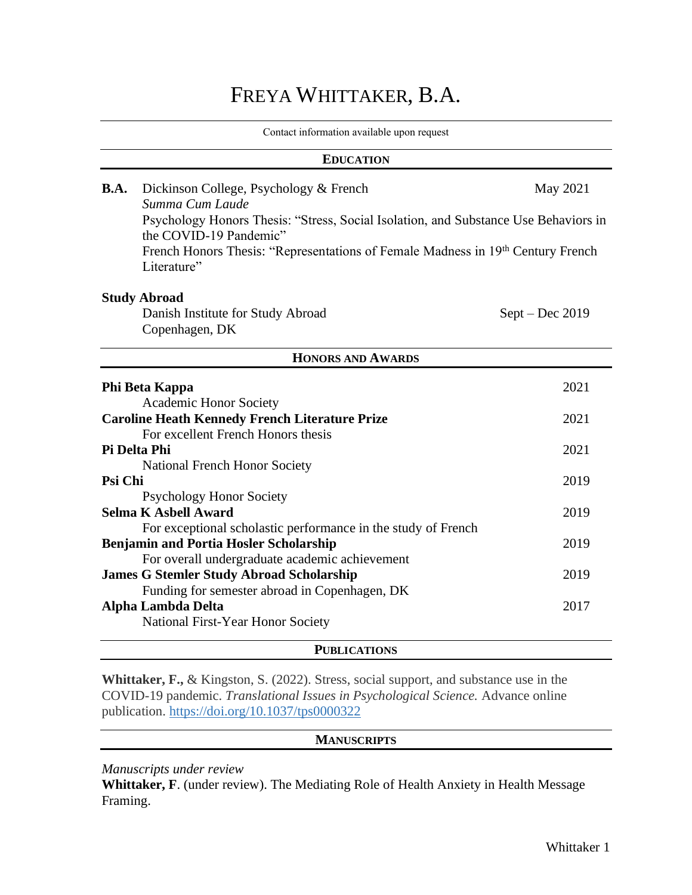# Freya Whittaker, B.A.

Contact information available upon request

## Education

**B.A.** Dickinson College, Psychology & French — May 2021

*Summa Cum Laude*

Psychology Honors Thesis: "Stress, Social Isolation, and Substance Use Behaviors in the COVID-19 Pandemic"

French Honors Thesis: "Representations of Female Madness in 19th Century French Literature"

**Study Abroad**

Danish Institute for Study Abroad — Sept – Dec 2019

Copenhagen, DK

## Honors and Awards

**Phi Beta Kappa** — 2021

Academic Honor Society

**Caroline Heath Kennedy French Literature Prize** — 2021

For excellent French Honors thesis

**Pi Delta Phi** — 2021

National French Honor Society

**Psi Chi** — 2019

Psychology Honor Society

**Selma K Asbell Award** — 2019

For exceptional scholastic performance in the study of French

**Benjamin and Portia Hosler Scholarship** — 2019

For overall undergraduate academic achievement

**James G Stemler Study Abroad Scholarship** — 2019

Funding for semester abroad in Copenhagen, DK

**Alpha Lambda Delta** — 2017

National First-Year Honor Society

## Publications

**Whittaker, F.,** & Kingston, S. (2022). Stress, social support, and substance use in the COVID-19 pandemic. *Translational Issues in Psychological Science.* Advance online publication. https://doi.org/10.1037/tps0000322

## Manuscripts

*Manuscripts under review*

**Whittaker, F**. (under review). The Mediating Role of Health Anxiety in Health Message Framing.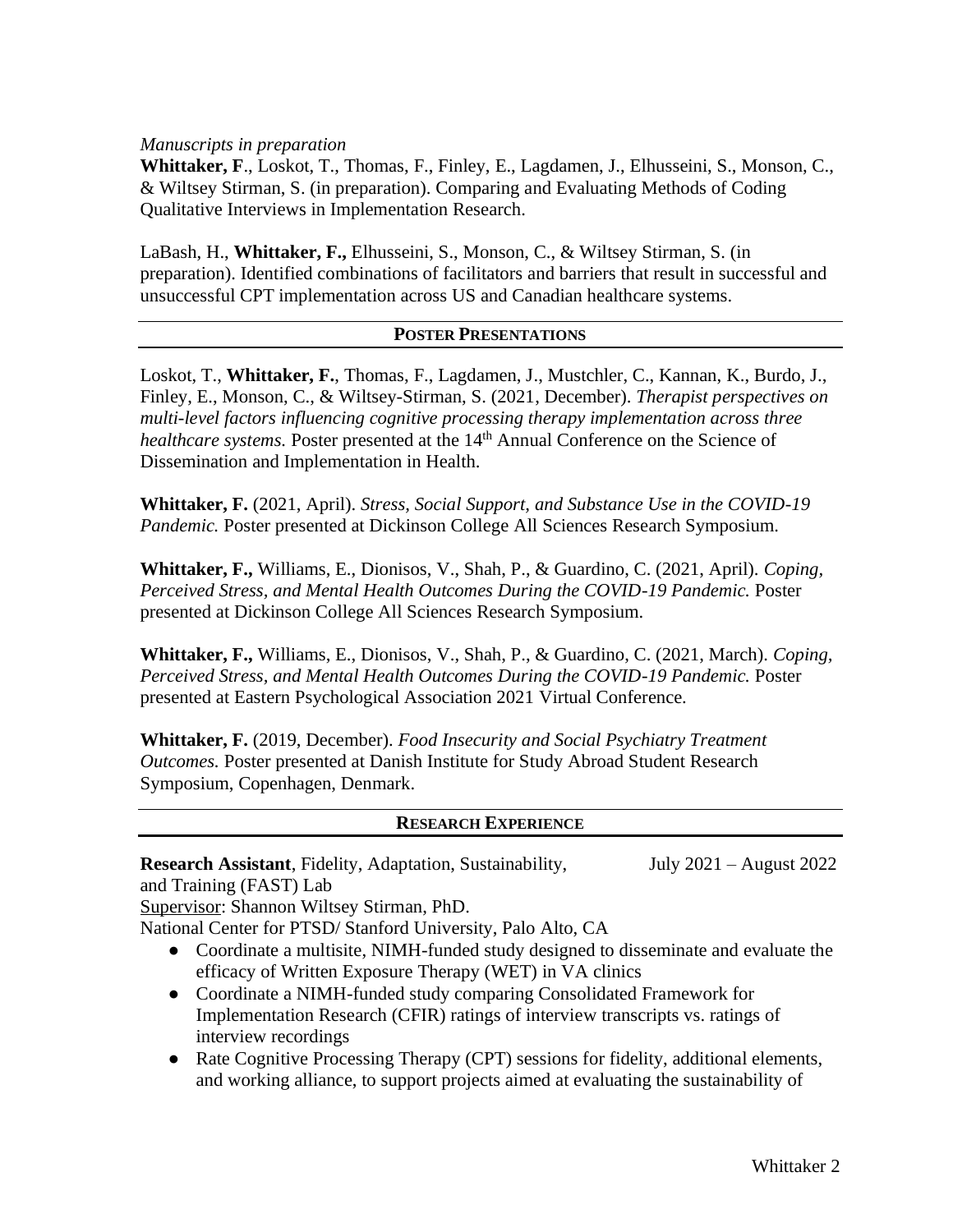*Manuscripts in preparation*

**Whittaker, F**., Loskot, T., Thomas, F., Finley, E., Lagdamen, J., Elhusseini, S., Monson, C., & Wiltsey Stirman, S. (in preparation). Comparing and Evaluating Methods of Coding Qualitative Interviews in Implementation Research.

LaBash, H., **Whittaker, F.,** Elhusseini, S., Monson, C., & Wiltsey Stirman, S. (in preparation). Identified combinations of facilitators and barriers that result in successful and unsuccessful CPT implementation across US and Canadian healthcare systems.

## POSTER PRESENTATIONS

Loskot, T., **Whittaker, F.**, Thomas, F., Lagdamen, J., Mustchler, C., Kannan, K., Burdo, J., Finley, E., Monson, C., & Wiltsey-Stirman, S. (2021, December). *Therapist perspectives on multi-level factors influencing cognitive processing therapy implementation across three healthcare systems.* Poster presented at the 14th Annual Conference on the Science of Dissemination and Implementation in Health.

**Whittaker, F.** (2021, April). *Stress, Social Support, and Substance Use in the COVID-19 Pandemic.* Poster presented at Dickinson College All Sciences Research Symposium.

**Whittaker, F.,** Williams, E., Dionisos, V., Shah, P., & Guardino, C. (2021, April). *Coping, Perceived Stress, and Mental Health Outcomes During the COVID-19 Pandemic.* Poster presented at Dickinson College All Sciences Research Symposium.

**Whittaker, F.,** Williams, E., Dionisos, V., Shah, P., & Guardino, C. (2021, March). *Coping, Perceived Stress, and Mental Health Outcomes During the COVID-19 Pandemic.* Poster presented at Eastern Psychological Association 2021 Virtual Conference.

**Whittaker, F.** (2019, December). *Food Insecurity and Social Psychiatry Treatment Outcomes.* Poster presented at Danish Institute for Study Abroad Student Research Symposium, Copenhagen, Denmark.

## RESEARCH EXPERIENCE

**Research Assistant**, Fidelity, Adaptation, Sustainability, and Training (FAST) Lab — July 2021 – August 2022

Supervisor: Shannon Wiltsey Stirman, PhD.

National Center for PTSD/ Stanford University, Palo Alto, CA

- Coordinate a multisite, NIMH-funded study designed to disseminate and evaluate the efficacy of Written Exposure Therapy (WET) in VA clinics
- Coordinate a NIMH-funded study comparing Consolidated Framework for Implementation Research (CFIR) ratings of interview transcripts vs. ratings of interview recordings
- Rate Cognitive Processing Therapy (CPT) sessions for fidelity, additional elements, and working alliance, to support projects aimed at evaluating the sustainability of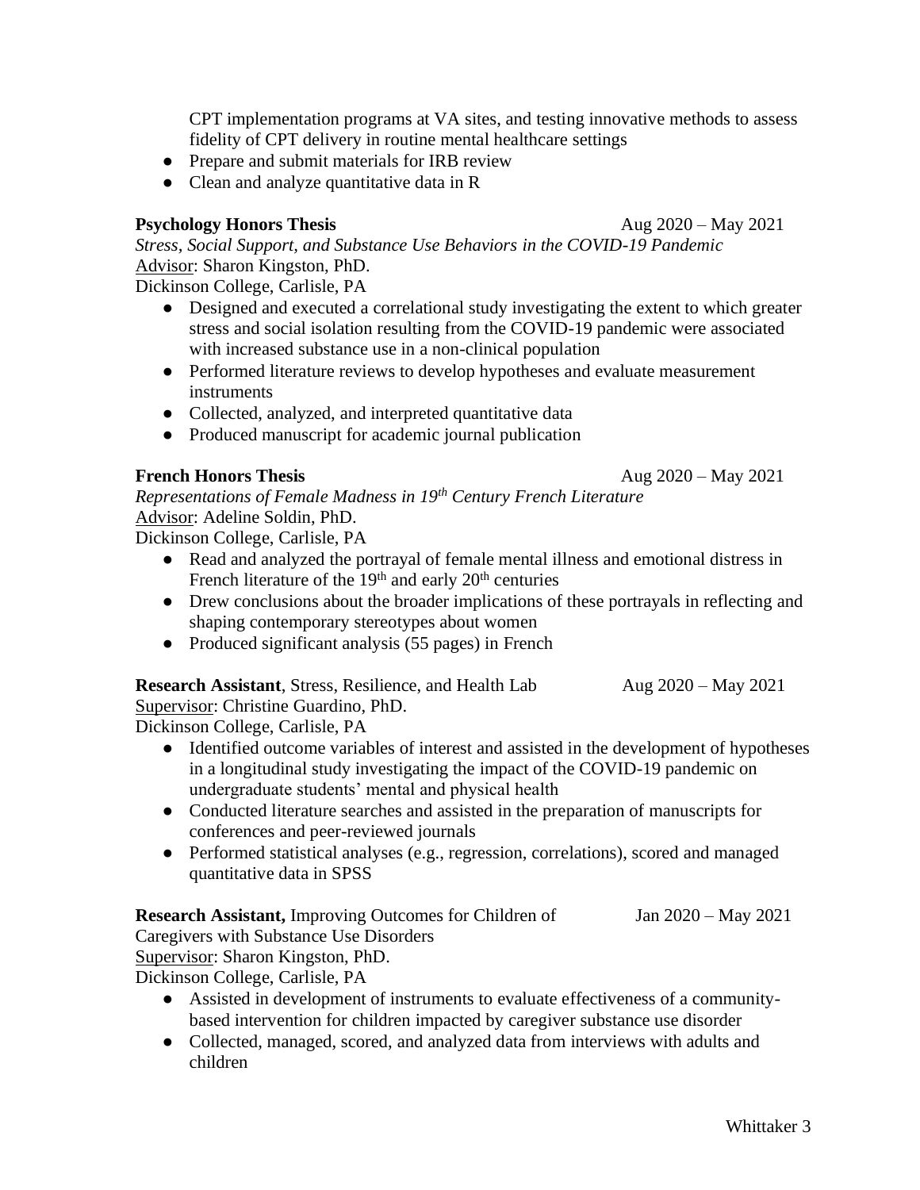CPT implementation programs at VA sites, and testing innovative methods to assess fidelity of CPT delivery in routine mental healthcare settings

- Prepare and submit materials for IRB review
- Clean and analyze quantitative data in R

**Psychology Honors Thesis** Aug 2020 – May 2021

*Stress, Social Support, and Substance Use Behaviors in the COVID-19 Pandemic*
Advisor: Sharon Kingston, PhD.
Dickinson College, Carlisle, PA

- Designed and executed a correlational study investigating the extent to which greater stress and social isolation resulting from the COVID-19 pandemic were associated with increased substance use in a non-clinical population
- Performed literature reviews to develop hypotheses and evaluate measurement instruments
- Collected, analyzed, and interpreted quantitative data
- Produced manuscript for academic journal publication

**French Honors Thesis** Aug 2020 – May 2021

*Representations of Female Madness in 19th Century French Literature*
Advisor: Adeline Soldin, PhD.
Dickinson College, Carlisle, PA

- Read and analyzed the portrayal of female mental illness and emotional distress in French literature of the 19th and early 20th centuries
- Drew conclusions about the broader implications of these portrayals in reflecting and shaping contemporary stereotypes about women
- Produced significant analysis (55 pages) in French

**Research Assistant**, Stress, Resilience, and Health Lab Aug 2020 – May 2021

Supervisor: Christine Guardino, PhD.
Dickinson College, Carlisle, PA

- Identified outcome variables of interest and assisted in the development of hypotheses in a longitudinal study investigating the impact of the COVID-19 pandemic on undergraduate students' mental and physical health
- Conducted literature searches and assisted in the preparation of manuscripts for conferences and peer-reviewed journals
- Performed statistical analyses (e.g., regression, correlations), scored and managed quantitative data in SPSS

**Research Assistant,** Improving Outcomes for Children of Caregivers with Substance Use Disorders Jan 2020 – May 2021

Supervisor: Sharon Kingston, PhD.
Dickinson College, Carlisle, PA

- Assisted in development of instruments to evaluate effectiveness of a community-based intervention for children impacted by caregiver substance use disorder
- Collected, managed, scored, and analyzed data from interviews with adults and children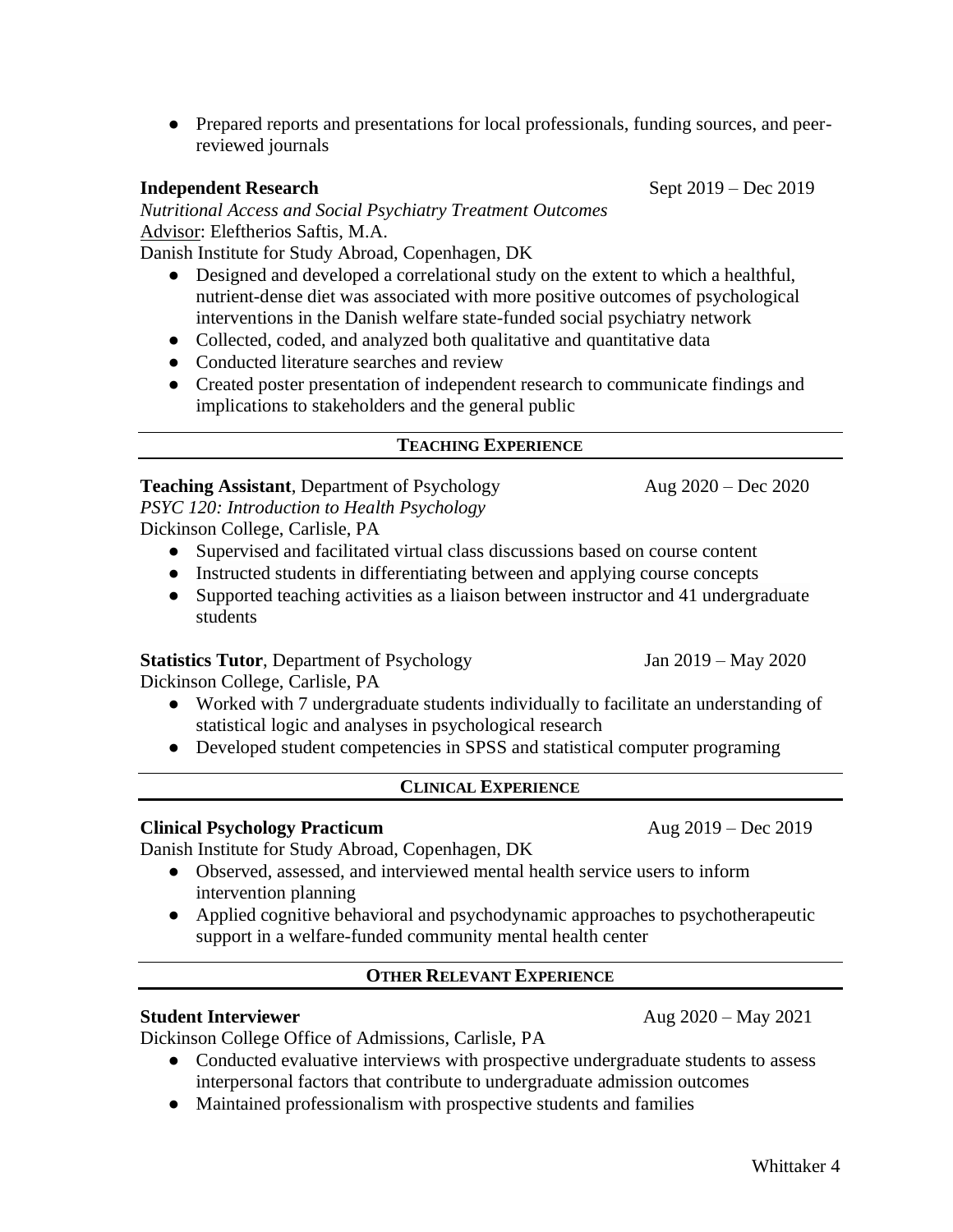- Prepared reports and presentations for local professionals, funding sources, and peer-reviewed journals

**Independent Research** Sept 2019 – Dec 2019

*Nutritional Access and Social Psychiatry Treatment Outcomes*

Advisor: Eleftherios Saftis, M.A.

Danish Institute for Study Abroad, Copenhagen, DK

- Designed and developed a correlational study on the extent to which a healthful, nutrient-dense diet was associated with more positive outcomes of psychological interventions in the Danish welfare state-funded social psychiatry network
- Collected, coded, and analyzed both qualitative and quantitative data
- Conducted literature searches and review
- Created poster presentation of independent research to communicate findings and implications to stakeholders and the general public

## TEACHING EXPERIENCE

**Teaching Assistant**, Department of Psychology Aug 2020 – Dec 2020

*PSYC 120: Introduction to Health Psychology*

Dickinson College, Carlisle, PA

- Supervised and facilitated virtual class discussions based on course content
- Instructed students in differentiating between and applying course concepts
- Supported teaching activities as a liaison between instructor and 41 undergraduate students

**Statistics Tutor**, Department of Psychology Jan 2019 – May 2020

Dickinson College, Carlisle, PA

- Worked with 7 undergraduate students individually to facilitate an understanding of statistical logic and analyses in psychological research
- Developed student competencies in SPSS and statistical computer programing

## CLINICAL EXPERIENCE

**Clinical Psychology Practicum** Aug 2019 – Dec 2019

Danish Institute for Study Abroad, Copenhagen, DK

- Observed, assessed, and interviewed mental health service users to inform intervention planning
- Applied cognitive behavioral and psychodynamic approaches to psychotherapeutic support in a welfare-funded community mental health center

## OTHER RELEVANT EXPERIENCE

**Student Interviewer** Aug 2020 – May 2021

Dickinson College Office of Admissions, Carlisle, PA

- Conducted evaluative interviews with prospective undergraduate students to assess interpersonal factors that contribute to undergraduate admission outcomes
- Maintained professionalism with prospective students and families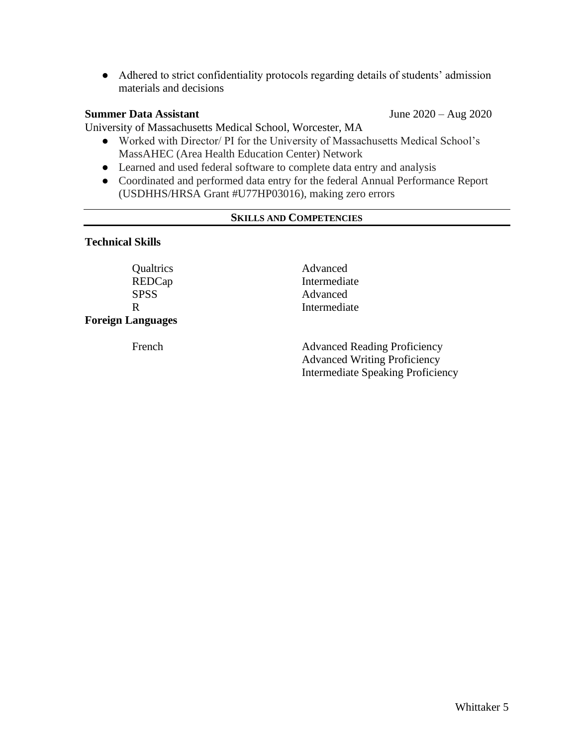- Adhered to strict confidentiality protocols regarding details of students' admission materials and decisions

**Summer Data Assistant** June 2020 – Aug 2020

University of Massachusetts Medical School, Worcester, MA

- Worked with Director/ PI for the University of Massachusetts Medical School's MassAHEC (Area Health Education Center) Network
- Learned and used federal software to complete data entry and analysis
- Coordinated and performed data entry for the federal Annual Performance Report (USDHHS/HRSA Grant #U77HP03016), making zero errors

## SKILLS AND COMPETENCIES

**Technical Skills**

| | |
|---|---|
| Qualtrics | Advanced |
| REDCap | Intermediate |
| SPSS | Advanced |
| R | Intermediate |

**Foreign Languages**

| | |
|---|---|
| French | Advanced Reading Proficiency<br>Advanced Writing Proficiency<br>Intermediate Speaking Proficiency |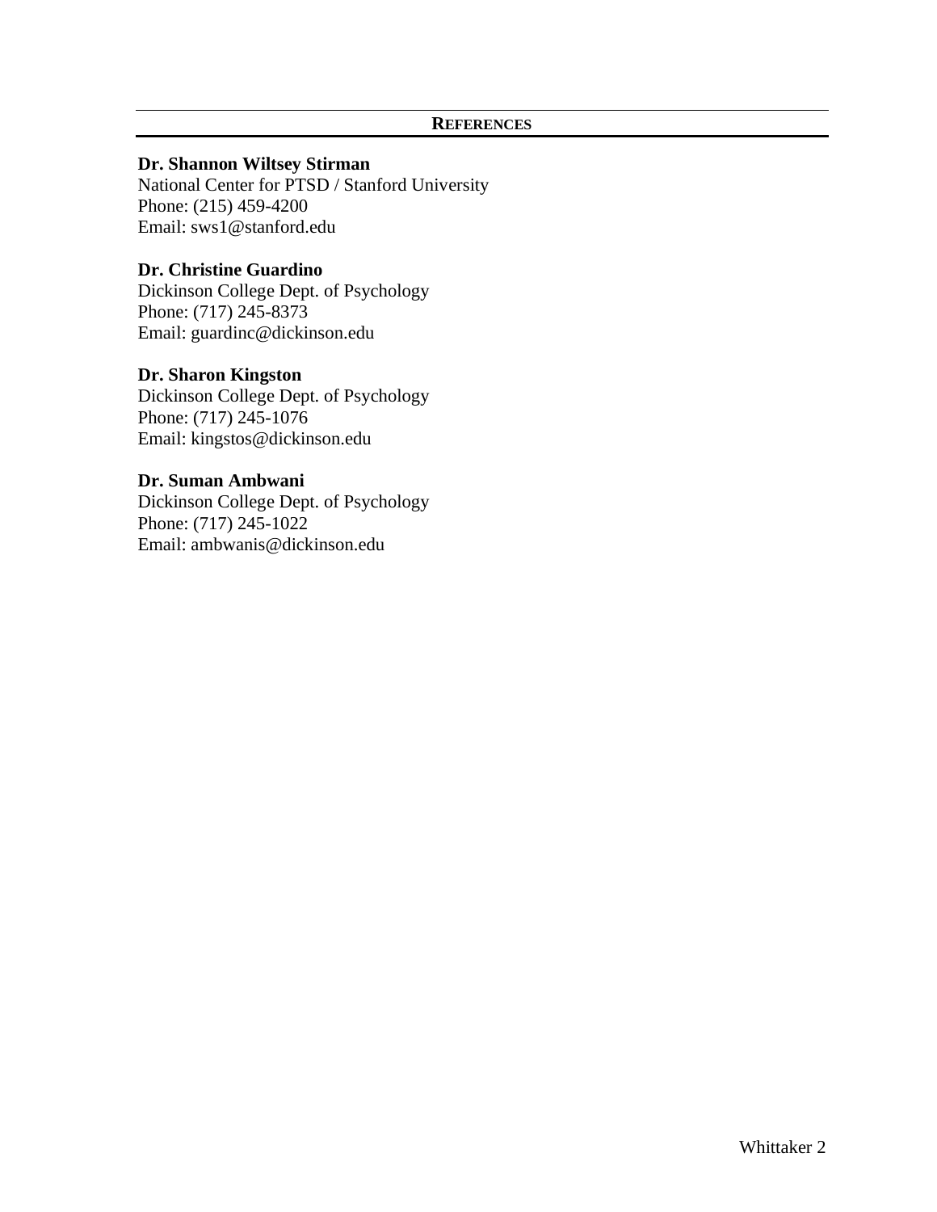## REFERENCES

**Dr. Shannon Wiltsey Stirman**
National Center for PTSD / Stanford University
Phone: (215) 459-4200
Email: sws1@stanford.edu

**Dr. Christine Guardino**
Dickinson College Dept. of Psychology
Phone: (717) 245-8373
Email: guardinc@dickinson.edu

**Dr. Sharon Kingston**
Dickinson College Dept. of Psychology
Phone: (717) 245-1076
Email: kingstos@dickinson.edu

**Dr. Suman Ambwani**
Dickinson College Dept. of Psychology
Phone: (717) 245-1022
Email: ambwanis@dickinson.edu